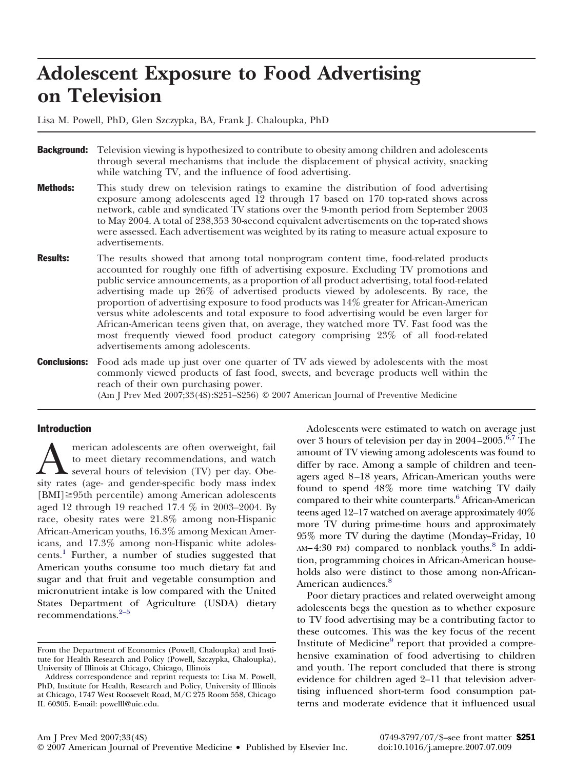# Adolescent Exposure to Food Advertising on Television

Lisa M. Powell, PhD, Glen Szczypka, BA, Frank J. Chaloupka, PhD

**Background:** Television viewing is hypothesized to contribute to obesity among children and adolescents through several mechanisms that include the displacement of physical activity, snacking while watching TV, and the influence of food advertising.

**Methods:** This study drew on television ratings to examine the distribution of food advertising exposure among adolescents aged 12 through 17 based on 170 top-rated shows across network, cable and syndicated TV stations over the 9-month period from September 2003 to May 2004. A total of 238,353 30-second equivalent advertisements on the top-rated shows were assessed. Each advertisement was weighted by its rating to measure actual exposure to advertisements.

**Results:** The results showed that among total nonprogram content time, food-related products accounted for roughly one fifth of advertising exposure. Excluding TV promotions and public service announcements, as a proportion of all product advertising, total food-related advertising made up 26% of advertised products viewed by adolescents. By race, the proportion of advertising exposure to food products was 14% greater for African-American versus white adolescents and total exposure to food advertising would be even larger for African-American teens given that, on average, they watched more TV. Fast food was the most frequently viewed food product category comprising 23% of all food-related advertisements among adolescents.

**Conclusions:** Food ads made up just over one quarter of TV ads viewed by adolescents with the most commonly viewed products of fast food, sweets, and beverage products well within the reach of their own purchasing power.

(Am J Prev Med 2007;33(4S):S251–S256) © 2007 American Journal of Preventive Medicine

## Introduction

American adolescents are often overweight, fail to meet dietary recommendations, and watch several hours of television (TV) per day. Obesity rates (age- and gender-specific body mass index [BMI]≥95th percentile) among American adolescents aged 12 through 19 reached 17.4 % in 2003–2004. By race, obesity rates were 21.8% among non-Hispanic African-American youths, 16.3% among Mexican Americans, and 17.3% among non-Hispanic white adolescents.[1] Further, a number of studies suggested that American youths consume too much dietary fat and sugar and that fruit and vegetable consumption and micronutrient intake is low compared with the United States Department of Agriculture (USDA) dietary recommendations.[2–5]

Adolescents were estimated to watch on average just over 3 hours of television per day in 2004–2005.[6,7] The amount of TV viewing among adolescents was found to differ by race. Among a sample of children and teenagers aged 8–18 years, African-American youths were found to spend 48% more time watching TV daily compared to their white counterparts.[6] African-American teens aged 12–17 watched on average approximately 40% more TV during prime-time hours and approximately 95% more TV during the daytime (Monday–Friday, 10 AM–4:30 PM) compared to nonblack youths.[8] In addition, programming choices in African-American households also were distinct to those among non-African-American audiences.[8]

Poor dietary practices and related overweight among adolescents begs the question as to whether exposure to TV food advertising may be a contributing factor to these outcomes. This was the key focus of the recent Institute of Medicine[9] report that provided a comprehensive examination of food advertising to children and youth. The report concluded that there is strong evidence for children aged 2–11 that television advertising influenced short-term food consumption patterns and moderate evidence that it influenced usual

From the Department of Economics (Powell, Chaloupka) and Institute for Health Research and Policy (Powell, Szczypka, Chaloupka), University of Illinois at Chicago, Chicago, Illinois

Address correspondence and reprint requests to: Lisa M. Powell, PhD, Institute for Health, Research and Policy, University of Illinois at Chicago, 1747 West Roosevelt Road, M/C 275 Room 558, Chicago IL 60305. E-mail: powelll@uic.edu.

0749-3797/07/$–see front matter

doi:10.1016/j.amepre.2007.07.009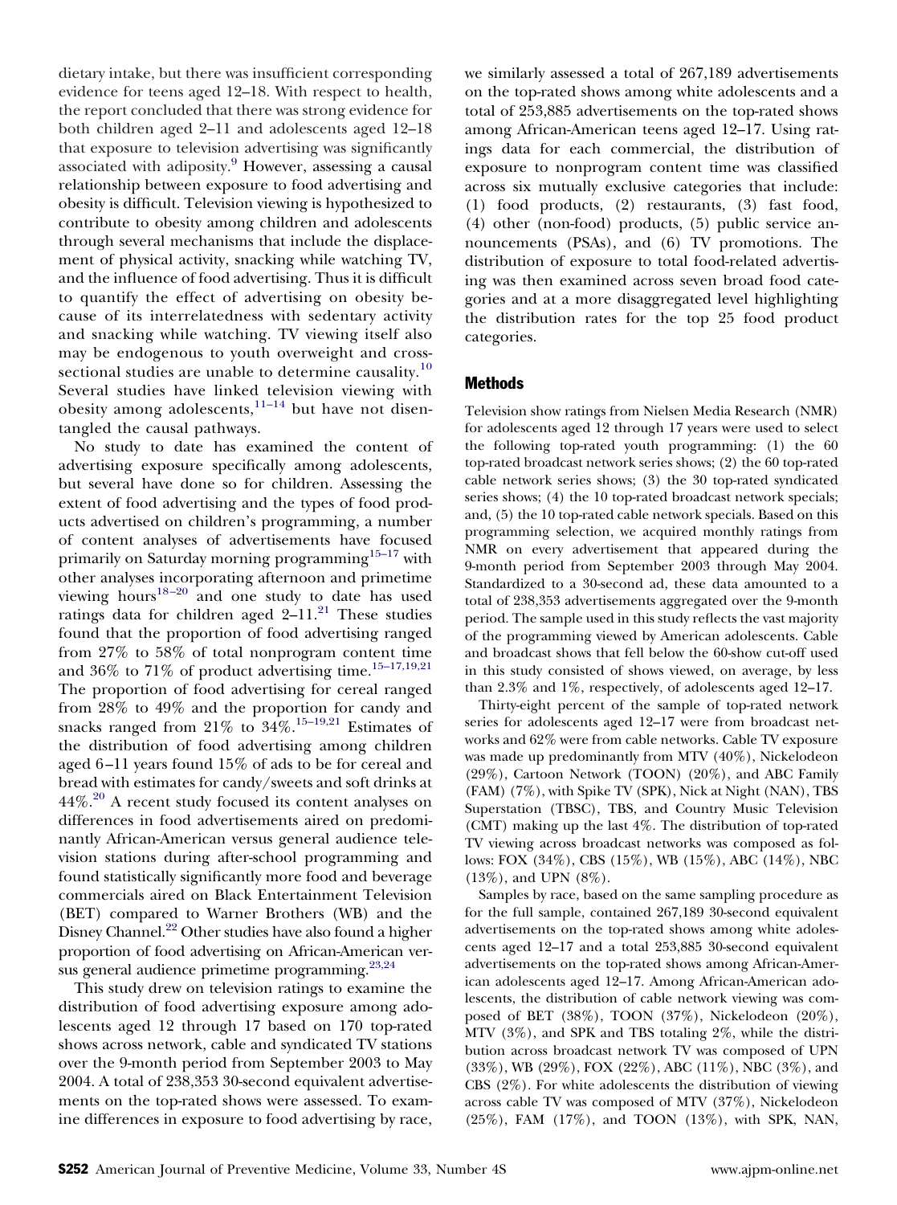dietary intake, but there was insufficient corresponding evidence for teens aged 12–18. With respect to health, the report concluded that there was strong evidence for both children aged 2–11 and adolescents aged 12–18 that exposure to television advertising was significantly associated with adiposity.[9] However, assessing a causal relationship between exposure to food advertising and obesity is difficult. Television viewing is hypothesized to contribute to obesity among children and adolescents through several mechanisms that include the displacement of physical activity, snacking while watching TV, and the influence of food advertising. Thus it is difficult to quantify the effect of advertising on obesity because of its interrelatedness with sedentary activity and snacking while watching. TV viewing itself also may be endogenous to youth overweight and cross-sectional studies are unable to determine causality.[10] Several studies have linked television viewing with obesity among adolescents,[11–14] but have not disentangled the causal pathways.

No study to date has examined the content of advertising exposure specifically among adolescents, but several have done so for children. Assessing the extent of food advertising and the types of food products advertised on children's programming, a number of content analyses of advertisements have focused primarily on Saturday morning programming[15–17] with other analyses incorporating afternoon and primetime viewing hours[18–20] and one study to date has used ratings data for children aged 2–11.[21] These studies found that the proportion of food advertising ranged from 27% to 58% of total nonprogram content time and 36% to 71% of product advertising time.[15–17,19,21] The proportion of food advertising for cereal ranged from 28% to 49% and the proportion for candy and snacks ranged from 21% to 34%.[15–19,21] Estimates of the distribution of food advertising among children aged 6–11 years found 15% of ads to be for cereal and bread with estimates for candy/sweets and soft drinks at 44%.[20] A recent study focused its content analyses on differences in food advertisements aired on predominantly African-American versus general audience television stations during after-school programming and found statistically significantly more food and beverage commercials aired on Black Entertainment Television (BET) compared to Warner Brothers (WB) and the Disney Channel.[22] Other studies have also found a higher proportion of food advertising on African-American versus general audience primetime programming.[23,24]

This study drew on television ratings to examine the distribution of food advertising exposure among adolescents aged 12 through 17 based on 170 top-rated shows across network, cable and syndicated TV stations over the 9-month period from September 2003 to May 2004. A total of 238,353 30-second equivalent advertisements on the top-rated shows were assessed. To examine differences in exposure to food advertising by race, we similarly assessed a total of 267,189 advertisements on the top-rated shows among white adolescents and a total of 253,885 advertisements on the top-rated shows among African-American teens aged 12–17. Using ratings data for each commercial, the distribution of exposure to nonprogram content time was classified across six mutually exclusive categories that include: (1) food products, (2) restaurants, (3) fast food, (4) other (non-food) products, (5) public service announcements (PSAs), and (6) TV promotions. The distribution of exposure to total food-related advertising was then examined across seven broad food categories and at a more disaggregated level highlighting the distribution rates for the top 25 food product categories.

## Methods

Television show ratings from Nielsen Media Research (NMR) for adolescents aged 12 through 17 years were used to select the following top-rated youth programming: (1) the 60 top-rated broadcast network series shows; (2) the 60 top-rated cable network series shows; (3) the 30 top-rated syndicated series shows; (4) the 10 top-rated broadcast network specials; and, (5) the 10 top-rated cable network specials. Based on this programming selection, we acquired monthly ratings from NMR on every advertisement that appeared during the 9-month period from September 2003 through May 2004. Standardized to a 30-second ad, these data amounted to a total of 238,353 advertisements aggregated over the 9-month period. The sample used in this study reflects the vast majority of the programming viewed by American adolescents. Cable and broadcast shows that fell below the 60-show cut-off used in this study consisted of shows viewed, on average, by less than 2.3% and 1%, respectively, of adolescents aged 12–17.

Thirty-eight percent of the sample of top-rated network series for adolescents aged 12–17 were from broadcast networks and 62% were from cable networks. Cable TV exposure was made up predominantly from MTV (40%), Nickelodeon (29%), Cartoon Network (TOON) (20%), and ABC Family (FAM) (7%), with Spike TV (SPK), Nick at Night (NAN), TBS Superstation (TBSC), TBS, and Country Music Television (CMT) making up the last 4%. The distribution of top-rated TV viewing across broadcast networks was composed as follows: FOX (34%), CBS (15%), WB (15%), ABC (14%), NBC (13%), and UPN (8%).

Samples by race, based on the same sampling procedure as for the full sample, contained 267,189 30-second equivalent advertisements on the top-rated shows among white adolescents aged 12–17 and a total 253,885 30-second equivalent advertisements on the top-rated shows among African-American adolescents aged 12–17. Among African-American adolescents, the distribution of cable network viewing was composed of BET (38%), TOON (37%), Nickelodeon (20%), MTV (3%), and SPK and TBS totaling 2%, while the distribution across broadcast network TV was composed of UPN (33%), WB (29%), FOX (22%), ABC (11%), NBC (3%), and CBS (2%). For white adolescents the distribution of viewing across cable TV was composed of MTV (37%), Nickelodeon (25%), FAM (17%), and TOON (13%), with SPK, NAN,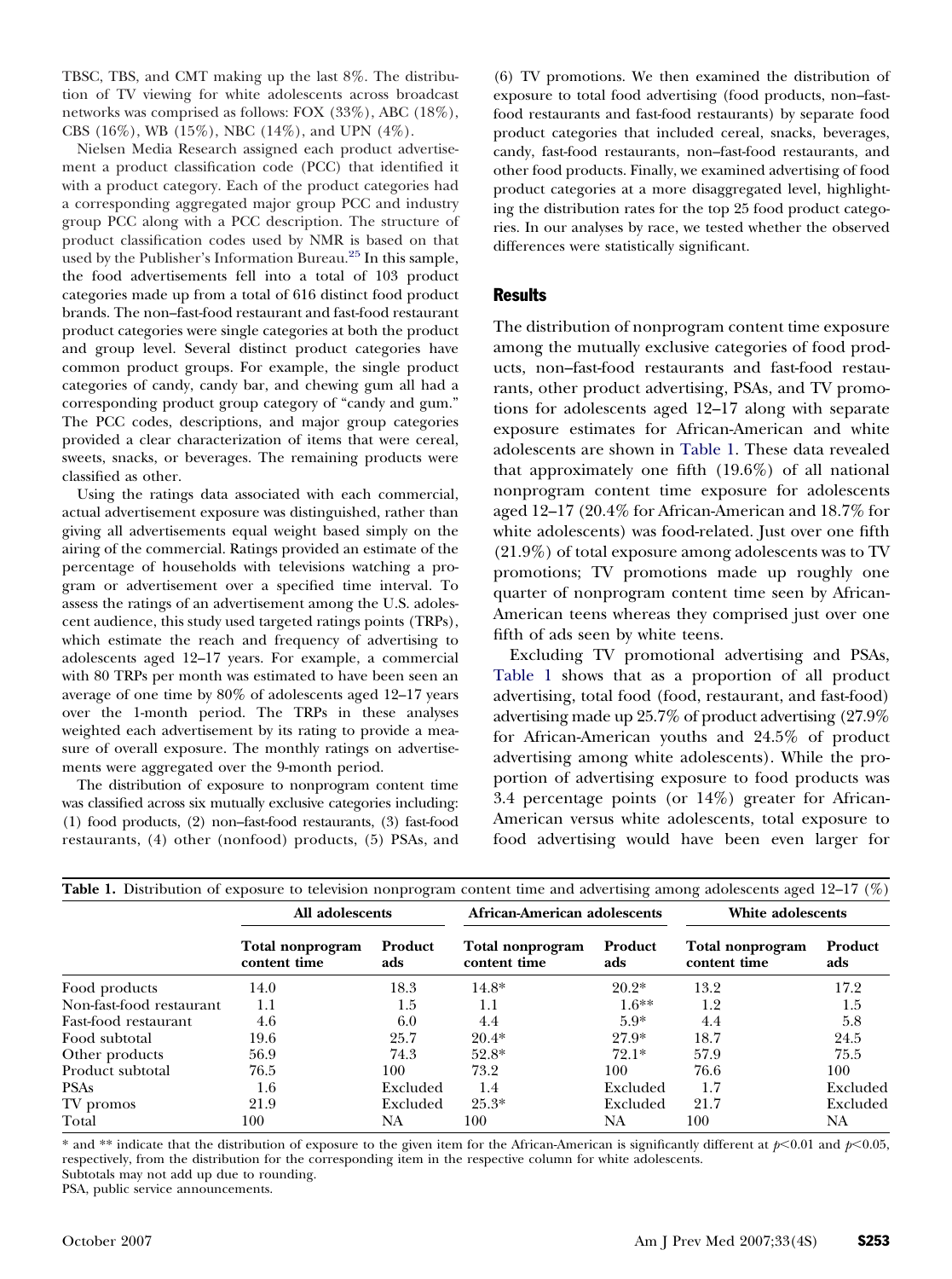TBSC, TBS, and CMT making up the last 8%. The distribution of TV viewing for white adolescents across broadcast networks was comprised as follows: FOX (33%), ABC (18%), CBS (16%), WB (15%), NBC (14%), and UPN (4%).

Nielsen Media Research assigned each product advertisement a product classification code (PCC) that identified it with a product category. Each of the product categories had a corresponding aggregated major group PCC and industry group PCC along with a PCC description. The structure of product classification codes used by NMR is based on that used by the Publisher's Information Bureau.[25] In this sample, the food advertisements fell into a total of 103 product categories made up from a total of 616 distinct food product brands. The non–fast-food restaurant and fast-food restaurant product categories were single categories at both the product and group level. Several distinct product categories have common product groups. For example, the single product categories of candy, candy bar, and chewing gum all had a corresponding product group category of "candy and gum." The PCC codes, descriptions, and major group categories provided a clear characterization of items that were cereal, sweets, snacks, or beverages. The remaining products were classified as other.

Using the ratings data associated with each commercial, actual advertisement exposure was distinguished, rather than giving all advertisements equal weight based simply on the airing of the commercial. Ratings provided an estimate of the percentage of households with televisions watching a program or advertisement over a specified time interval. To assess the ratings of an advertisement among the U.S. adolescent audience, this study used targeted ratings points (TRPs), which estimate the reach and frequency of advertising to adolescents aged 12–17 years. For example, a commercial with 80 TRPs per month was estimated to have been seen an average of one time by 80% of adolescents aged 12–17 years over the 1-month period. The TRPs in these analyses weighted each advertisement by its rating to provide a measure of overall exposure. The monthly ratings on advertisements were aggregated over the 9-month period.

The distribution of exposure to nonprogram content time was classified across six mutually exclusive categories including: (1) food products, (2) non–fast-food restaurants, (3) fast-food restaurants, (4) other (nonfood) products, (5) PSAs, and (6) TV promotions. We then examined the distribution of exposure to total food advertising (food products, non–fast-food restaurants and fast-food restaurants) by separate food product categories that included cereal, snacks, beverages, candy, fast-food restaurants, non–fast-food restaurants, and other food products. Finally, we examined advertising of food product categories at a more disaggregated level, highlighting the distribution rates for the top 25 food product categories. In our analyses by race, we tested whether the observed differences were statistically significant.

## Results

The distribution of nonprogram content time exposure among the mutually exclusive categories of food products, non–fast-food restaurants and fast-food restaurants, other product advertising, PSAs, and TV promotions for adolescents aged 12–17 along with separate exposure estimates for African-American and white adolescents are shown in Table 1. These data revealed that approximately one fifth (19.6%) of all national nonprogram content time exposure for adolescents aged 12–17 (20.4% for African-American and 18.7% for white adolescents) was food-related. Just over one fifth (21.9%) of total exposure among adolescents was to TV promotions; TV promotions made up roughly one quarter of nonprogram content time seen by African-American teens whereas they comprised just over one fifth of ads seen by white teens.

Excluding TV promotional advertising and PSAs, Table 1 shows that as a proportion of all product advertising, total food (food, restaurant, and fast-food) advertising made up 25.7% of product advertising (27.9% for African-American youths and 24.5% of product advertising among white adolescents). While the proportion of advertising exposure to food products was 3.4 percentage points (or 14%) greater for African-American versus white adolescents, total exposure to food advertising would have been even larger for

**Table 1.** Distribution of exposure to television nonprogram content time and advertising among adolescents aged 12–17 (%)

| | All adolescents | | African-American adolescents | | White adolescents | |
|---|---|---|---|---|---|---|
| | Total nonprogram content time | Product ads | Total nonprogram content time | Product ads | Total nonprogram content time | Product ads |
| Food products | 14.0 | 18.3 | 14.8* | 20.2* | 13.2 | 17.2 |
| Non-fast-food restaurant | 1.1 | 1.5 | 1.1 | 1.6** | 1.2 | 1.5 |
| Fast-food restaurant | 4.6 | 6.0 | 4.4 | 5.9* | 4.4 | 5.8 |
| Food subtotal | 19.6 | 25.7 | 20.4* | 27.9* | 18.7 | 24.5 |
| Other products | 56.9 | 74.3 | 52.8* | 72.1* | 57.9 | 75.5 |
| Product subtotal | 76.5 | 100 | 73.2 | 100 | 76.6 | 100 |
| PSAs | 1.6 | Excluded | 1.4 | Excluded | 1.7 | Excluded |
| TV promos | 21.9 | Excluded | 25.3* | Excluded | 21.7 | Excluded |
| Total | 100 | NA | 100 | NA | 100 | NA |

* and ** indicate that the distribution of exposure to the given item for the African-American is significantly different at $p<0.01$ and $p<0.05$, respectively, from the distribution for the corresponding item in the respective column for white adolescents.
Subtotals may not add up due to rounding.
PSA, public service announcements.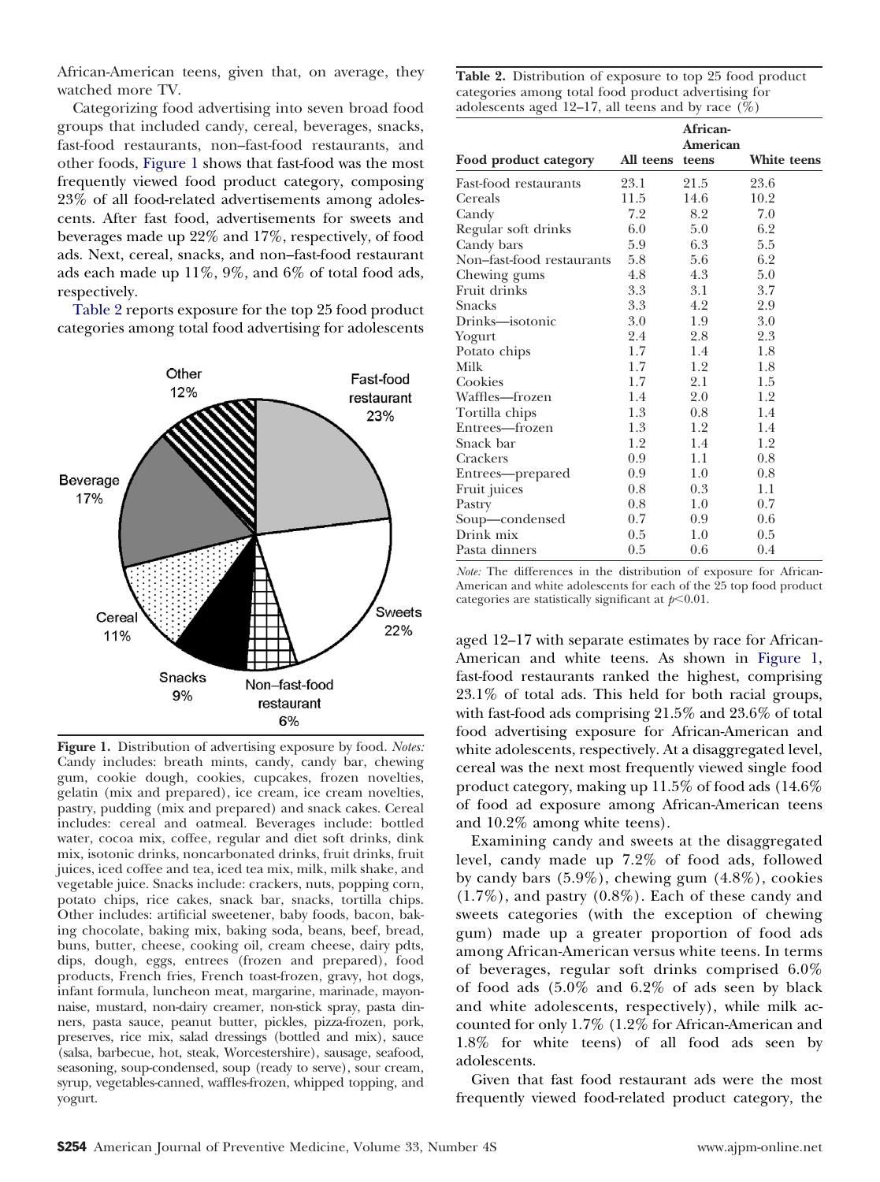African-American teens, given that, on average, they watched more TV.

Categorizing food advertising into seven broad food groups that included candy, cereal, beverages, snacks, fast-food restaurants, non–fast-food restaurants, and other foods, Figure 1 shows that fast-food was the most frequently viewed food product category, composing 23% of all food-related advertisements among adolescents. After fast food, advertisements for sweets and beverages made up 22% and 17%, respectively, of food ads. Next, cereal, snacks, and non–fast-food restaurant ads each made up 11%, 9%, and 6% of total food ads, respectively.

Table 2 reports exposure for the top 25 food product categories among total food advertising for adolescents aged 12–17 with separate estimates by race for African-American and white teens. As shown in Figure 1, fast-food restaurants ranked the highest, comprising 23.1% of total ads. This held for both racial groups, with fast-food ads comprising 21.5% and 23.6% of total food advertising exposure for African-American and white adolescents, respectively. At a disaggregated level, cereal was the next most frequently viewed single food product category, making up 11.5% of food ads (14.6% of food ad exposure among African-American teens and 10.2% among white teens).

**Figure 1.** Distribution of advertising exposure by food. *Notes:* Candy includes: breath mints, candy, candy bar, chewing gum, cookie dough, cookies, cupcakes, frozen novelties, gelatin (mix and prepared), ice cream, ice cream novelties, pastry, pudding (mix and prepared) and snack cakes. Cereal includes: cereal and oatmeal. Beverages include: bottled water, cocoa mix, coffee, regular and diet soft drinks, dink mix, isotonic drinks, noncarbonated drinks, fruit drinks, fruit juices, iced coffee and tea, iced tea mix, milk, milk shake, and vegetable juice. Snacks include: crackers, nuts, popping corn, potato chips, rice cakes, snack bar, snacks, tortilla chips. Other includes: artificial sweetener, baby foods, bacon, baking chocolate, baking mix, baking soda, beans, beef, bread, buns, butter, cheese, cooking oil, cream cheese, dairy pdts, dips, dough, eggs, entrees (frozen and prepared), food products, French fries, French toast-frozen, gravy, hot dogs, infant formula, luncheon meat, margarine, marinade, mayonnaise, mustard, non-dairy creamer, non-stick spray, pasta dinners, pasta sauce, peanut butter, pickles, pizza-frozen, pork, preserves, rice mix, salad dressings (bottled and mix), sauce (salsa, barbecue, hot, steak, Worcestershire), sausage, seafood, seasoning, soup-condensed, soup (ready to serve), sour cream, syrup, vegetables-canned, waffles-frozen, whipped topping, and yogurt.

**Table 2.** Distribution of exposure to top 25 food product categories among total food product advertising for adolescents aged 12–17, all teens and by race (%)

| Food product category | All teens | African-American teens | White teens |
|---|---|---|---|
| Fast-food restaurants | 23.1 | 21.5 | 23.6 |
| Cereals | 11.5 | 14.6 | 10.2 |
| Candy | 7.2 | 8.2 | 7.0 |
| Regular soft drinks | 6.0 | 5.0 | 6.2 |
| Candy bars | 5.9 | 6.3 | 5.5 |
| Non–fast-food restaurants | 5.8 | 5.6 | 6.2 |
| Chewing gums | 4.8 | 4.3 | 5.0 |
| Fruit drinks | 3.3 | 3.1 | 3.7 |
| Snacks | 3.3 | 4.2 | 2.9 |
| Drinks—isotonic | 3.0 | 1.9 | 3.0 |
| Yogurt | 2.4 | 2.8 | 2.3 |
| Potato chips | 1.7 | 1.4 | 1.8 |
| Milk | 1.7 | 1.2 | 1.8 |
| Cookies | 1.7 | 2.1 | 1.5 |
| Waffles—frozen | 1.4 | 2.0 | 1.2 |
| Tortilla chips | 1.3 | 0.8 | 1.4 |
| Entrees—frozen | 1.3 | 1.2 | 1.4 |
| Snack bar | 1.2 | 1.4 | 1.2 |
| Crackers | 0.9 | 1.1 | 0.8 |
| Entrees—prepared | 0.9 | 1.0 | 0.8 |
| Fruit juices | 0.8 | 0.3 | 1.1 |
| Pastry | 0.8 | 1.0 | 0.7 |
| Soup—condensed | 0.7 | 0.9 | 0.6 |
| Drink mix | 0.5 | 1.0 | 0.5 |
| Pasta dinners | 0.5 | 0.6 | 0.4 |

*Note:* The differences in the distribution of exposure for African-American and white adolescents for each of the 25 top food product categories are statistically significant at $p<0.01$.

Examining candy and sweets at the disaggregated level, candy made up 7.2% of food ads, followed by candy bars (5.9%), chewing gum (4.8%), cookies (1.7%), and pastry (0.8%). Each of these candy and sweets categories (with the exception of chewing gum) made up a greater proportion of food ads among African-American versus white teens. In terms of beverages, regular soft drinks comprised 6.0% of food ads (5.0% and 6.2% of ads seen by black and white adolescents, respectively), while milk accounted for only 1.7% (1.2% for African-American and 1.8% for white teens) of all food ads seen by adolescents.

Given that fast food restaurant ads were the most frequently viewed food-related product category, the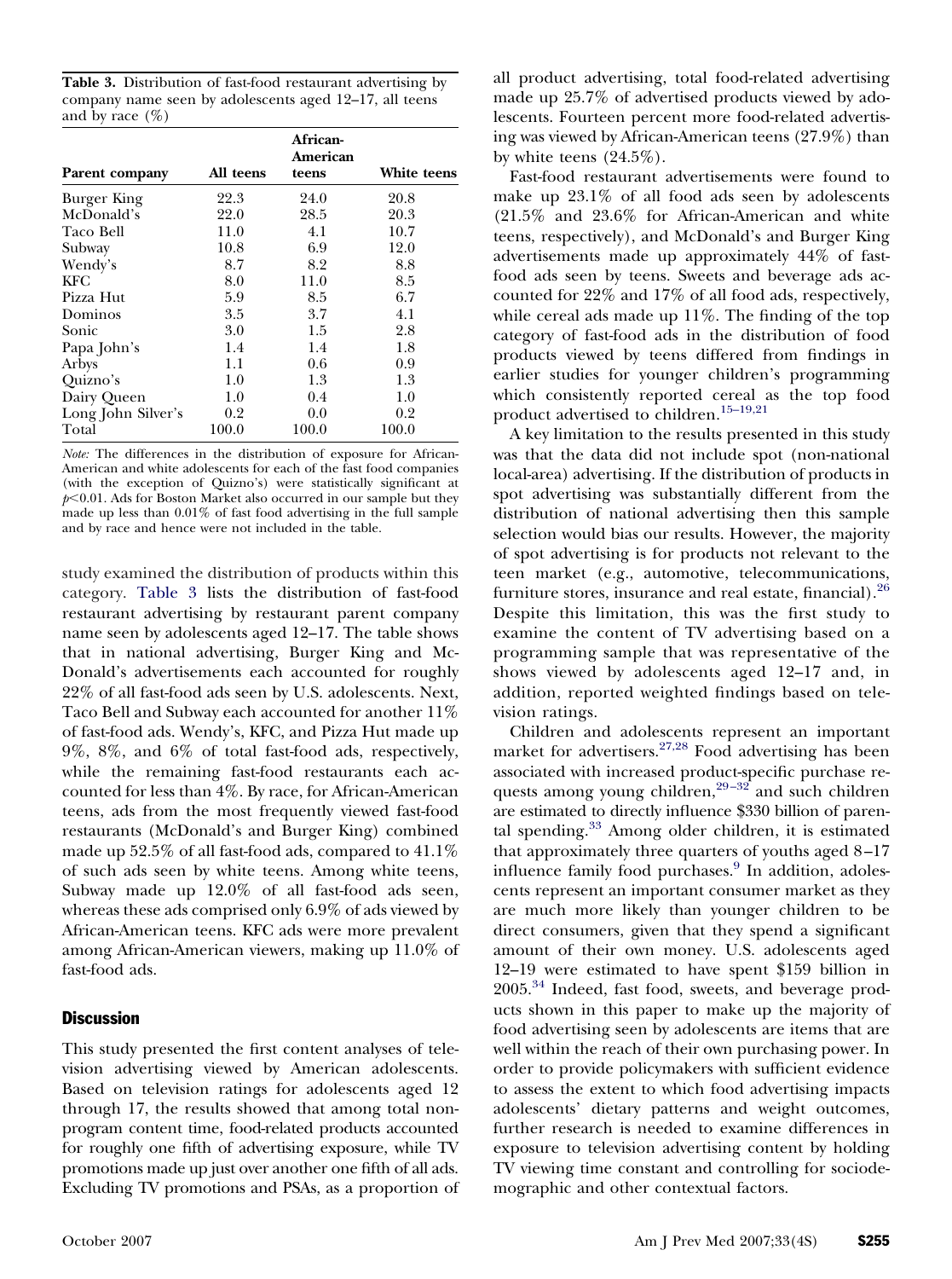**Table 3.** Distribution of fast-food restaurant advertising by company name seen by adolescents aged 12–17, all teens and by race (%)

| Parent company | All teens | African-American teens | White teens |
|---|---|---|---|
| Burger King | 22.3 | 24.0 | 20.8 |
| McDonald's | 22.0 | 28.5 | 20.3 |
| Taco Bell | 11.0 | 4.1 | 10.7 |
| Subway | 10.8 | 6.9 | 12.0 |
| Wendy's | 8.7 | 8.2 | 8.8 |
| KFC | 8.0 | 11.0 | 8.5 |
| Pizza Hut | 5.9 | 8.5 | 6.7 |
| Dominos | 3.5 | 3.7 | 4.1 |
| Sonic | 3.0 | 1.5 | 2.8 |
| Papa John's | 1.4 | 1.4 | 1.8 |
| Arbys | 1.1 | 0.6 | 0.9 |
| Quizno's | 1.0 | 1.3 | 1.3 |
| Dairy Queen | 1.0 | 0.4 | 1.0 |
| Long John Silver's | 0.2 | 0.0 | 0.2 |
| Total | 100.0 | 100.0 | 100.0 |

*Note:* The differences in the distribution of exposure for African-American and white adolescents for each of the fast food companies (with the exception of Quizno's) were statistically significant at $p<0.01$. Ads for Boston Market also occurred in our sample but they made up less than 0.01% of fast food advertising in the full sample and by race and hence were not included in the table.

study examined the distribution of products within this category. Table 3 lists the distribution of fast-food restaurant advertising by restaurant parent company name seen by adolescents aged 12–17. The table shows that in national advertising, Burger King and McDonald's advertisements each accounted for roughly 22% of all fast-food ads seen by U.S. adolescents. Next, Taco Bell and Subway each accounted for another 11% of fast-food ads. Wendy's, KFC, and Pizza Hut made up 9%, 8%, and 6% of total fast-food ads, respectively, while the remaining fast-food restaurants each accounted for less than 4%. By race, for African-American teens, ads from the most frequently viewed fast-food restaurants (McDonald's and Burger King) combined made up 52.5% of all fast-food ads, compared to 41.1% of such ads seen by white teens. Among white teens, Subway made up 12.0% of all fast-food ads seen, whereas these ads comprised only 6.9% of ads viewed by African-American teens. KFC ads were more prevalent among African-American viewers, making up 11.0% of fast-food ads.

## Discussion

This study presented the first content analyses of television advertising viewed by American adolescents. Based on television ratings for adolescents aged 12 through 17, the results showed that among total non-program content time, food-related products accounted for roughly one fifth of advertising exposure, while TV promotions made up just over another one fifth of all ads. Excluding TV promotions and PSAs, as a proportion of all product advertising, total food-related advertising made up 25.7% of advertised products viewed by adolescents. Fourteen percent more food-related advertising was viewed by African-American teens (27.9%) than by white teens (24.5%).

Fast-food restaurant advertisements were found to make up 23.1% of all food ads seen by adolescents (21.5% and 23.6% for African-American and white teens, respectively), and McDonald's and Burger King advertisements made up approximately 44% of fast-food ads seen by teens. Sweets and beverage ads accounted for 22% and 17% of all food ads, respectively, while cereal ads made up 11%. The finding of the top category of fast-food ads in the distribution of food products viewed by teens differed from findings in earlier studies for younger children's programming which consistently reported cereal as the top food product advertised to children.[15–19,21]

A key limitation to the results presented in this study was that the data did not include spot (non-national local-area) advertising. If the distribution of products in spot advertising was substantially different from the distribution of national advertising then this sample selection would bias our results. However, the majority of spot advertising is for products not relevant to the teen market (e.g., automotive, telecommunications, furniture stores, insurance and real estate, financial).[26] Despite this limitation, this was the first study to examine the content of TV advertising based on a programming sample that was representative of the shows viewed by adolescents aged 12–17 and, in addition, reported weighted findings based on television ratings.

Children and adolescents represent an important market for advertisers.[27,28] Food advertising has been associated with increased product-specific purchase requests among young children,[29–32] and such children are estimated to directly influence \$330 billion of parental spending.[33] Among older children, it is estimated that approximately three quarters of youths aged 8–17 influence family food purchases.[9] In addition, adolescents represent an important consumer market as they are much more likely than younger children to be direct consumers, given that they spend a significant amount of their own money. U.S. adolescents aged 12–19 were estimated to have spent \$159 billion in 2005.[34] Indeed, fast food, sweets, and beverage products shown in this paper to make up the majority of food advertising seen by adolescents are items that are well within the reach of their own purchasing power. In order to provide policymakers with sufficient evidence to assess the extent to which food advertising impacts adolescents' dietary patterns and weight outcomes, further research is needed to examine differences in exposure to television advertising content by holding TV viewing time constant and controlling for sociodemographic and other contextual factors.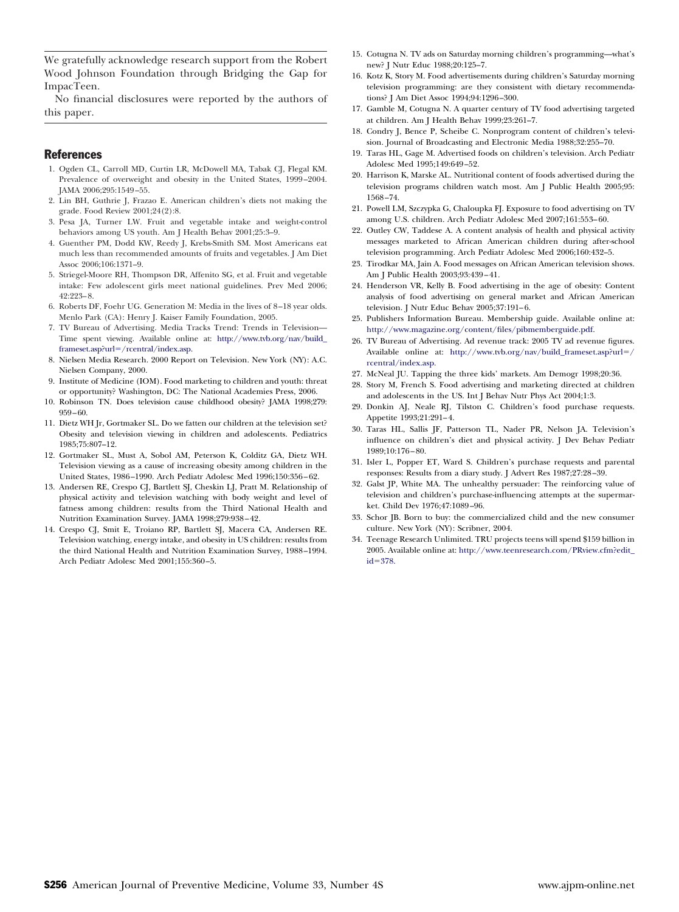We gratefully acknowledge research support from the Robert Wood Johnson Foundation through Bridging the Gap for ImpacTeen.

No financial disclosures were reported by the authors of this paper.

## References

1. Ogden CL, Carroll MD, Curtin LR, McDowell MA, Tabak CJ, Flegal KM. Prevalence of overweight and obesity in the United States, 1999–2004. JAMA 2006;295:1549–55.
2. Lin BH, Guthrie J, Frazao E. American children's diets not making the grade. Food Review 2001;24(2):8.
3. Pesa JA, Turner LW. Fruit and vegetable intake and weight-control behaviors among US youth. Am J Health Behav 2001;25:3–9.
4. Guenther PM, Dodd KW, Reedy J, Krebs-Smith SM. Most Americans eat much less than recommended amounts of fruits and vegetables. J Am Diet Assoc 2006;106:1371–9.
5. Striegel-Moore RH, Thompson DR, Affenito SG, et al. Fruit and vegetable intake: Few adolescent girls meet national guidelines. Prev Med 2006; 42:223–8.
6. Roberts DF, Foehr UG. Generation M: Media in the lives of 8–18 year olds. Menlo Park (CA): Henry J. Kaiser Family Foundation, 2005.
7. TV Bureau of Advertising. Media Tracks Trend: Trends in Television—Time spent viewing. Available online at: http://www.tvb.org/nav/build_frameset.asp?url=/rcentral/index.asp.
8. Nielsen Media Research. 2000 Report on Television. New York (NY): A.C. Nielsen Company, 2000.
9. Institute of Medicine (IOM). Food marketing to children and youth: threat or opportunity? Washington, DC: The National Academies Press, 2006.
10. Robinson TN. Does television cause childhood obesity? JAMA 1998;279: 959–60.
11. Dietz WH Jr, Gortmaker SL. Do we fatten our children at the television set? Obesity and television viewing in children and adolescents. Pediatrics 1985;75:807–12.
12. Gortmaker SL, Must A, Sobol AM, Peterson K, Colditz GA, Dietz WH. Television viewing as a cause of increasing obesity among children in the United States, 1986–1990. Arch Pediatr Adolesc Med 1996;150:356–62.
13. Andersen RE, Crespo CJ, Bartlett SJ, Cheskin LJ, Pratt M. Relationship of physical activity and television watching with body weight and level of fatness among children: results from the Third National Health and Nutrition Examination Survey. JAMA 1998;279:938–42.
14. Crespo CJ, Smit E, Troiano RP, Bartlett SJ, Macera CA, Andersen RE. Television watching, energy intake, and obesity in US children: results from the third National Health and Nutrition Examination Survey, 1988–1994. Arch Pediatr Adolesc Med 2001;155:360–5.
15. Cotugna N. TV ads on Saturday morning children's programming—what's new? J Nutr Educ 1988;20:125–7.
16. Kotz K, Story M. Food advertisements during children's Saturday morning television programming: are they consistent with dietary recommendations? J Am Diet Assoc 1994;94:1296–300.
17. Gamble M, Cotugna N. A quarter century of TV food advertising targeted at children. Am J Health Behav 1999;23:261–7.
18. Condry J, Bence P, Scheibe C. Nonprogram content of children's television. Journal of Broadcasting and Electronic Media 1988;32:255–70.
19. Taras HL, Gage M. Advertised foods on children's television. Arch Pediatr Adolesc Med 1995;149:649–52.
20. Harrison K, Marske AL. Nutritional content of foods advertised during the television programs children watch most. Am J Public Health 2005;95: 1568–74.
21. Powell LM, Szczypka G, Chaloupka FJ. Exposure to food advertising on TV among U.S. children. Arch Pediatr Adolesc Med 2007;161:553–60.
22. Outley CW, Taddese A. A content analysis of health and physical activity messages marketed to African American children during after-school television programming. Arch Pediatr Adolesc Med 2006;160:432–5.
23. Tirodkar MA, Jain A. Food messages on African American television shows. Am J Public Health 2003;93:439–41.
24. Henderson VR, Kelly B. Food advertising in the age of obesity: Content analysis of food advertising on general market and African American television. J Nutr Educ Behav 2005;37:191–6.
25. Publishers Information Bureau. Membership guide. Available online at: http://www.magazine.org/content/files/pibmemberguide.pdf.
26. TV Bureau of Advertising. Ad revenue track: 2005 TV ad revenue figures. Available online at: http://www.tvb.org/nav/build_frameset.asp?url=/rcentral/index.asp.
27. McNeal JU. Tapping the three kids' markets. Am Demogr 1998;20:36.
28. Story M, French S. Food advertising and marketing directed at children and adolescents in the US. Int J Behav Nutr Phys Act 2004;1:3.
29. Donkin AJ, Neale RJ, Tilston C. Children's food purchase requests. Appetite 1993;21:291–4.
30. Taras HL, Sallis JF, Patterson TL, Nader PR, Nelson JA. Television's influence on children's diet and physical activity. J Dev Behav Pediatr 1989;10:176–80.
31. Isler L, Popper ET, Ward S. Children's purchase requests and parental responses: Results from a diary study. J Advert Res 1987;27:28–39.
32. Galst JP, White MA. The unhealthy persuader: The reinforcing value of television and children's purchase-influencing attempts at the supermarket. Child Dev 1976;47:1089–96.
33. Schor JB. Born to buy: the commercialized child and the new consumer culture. New York (NY): Scribner, 2004.
34. Teenage Research Unlimited. TRU projects teens will spend $159 billion in 2005. Available online at: http://www.teenresearch.com/PRview.cfm?edit_id=378.